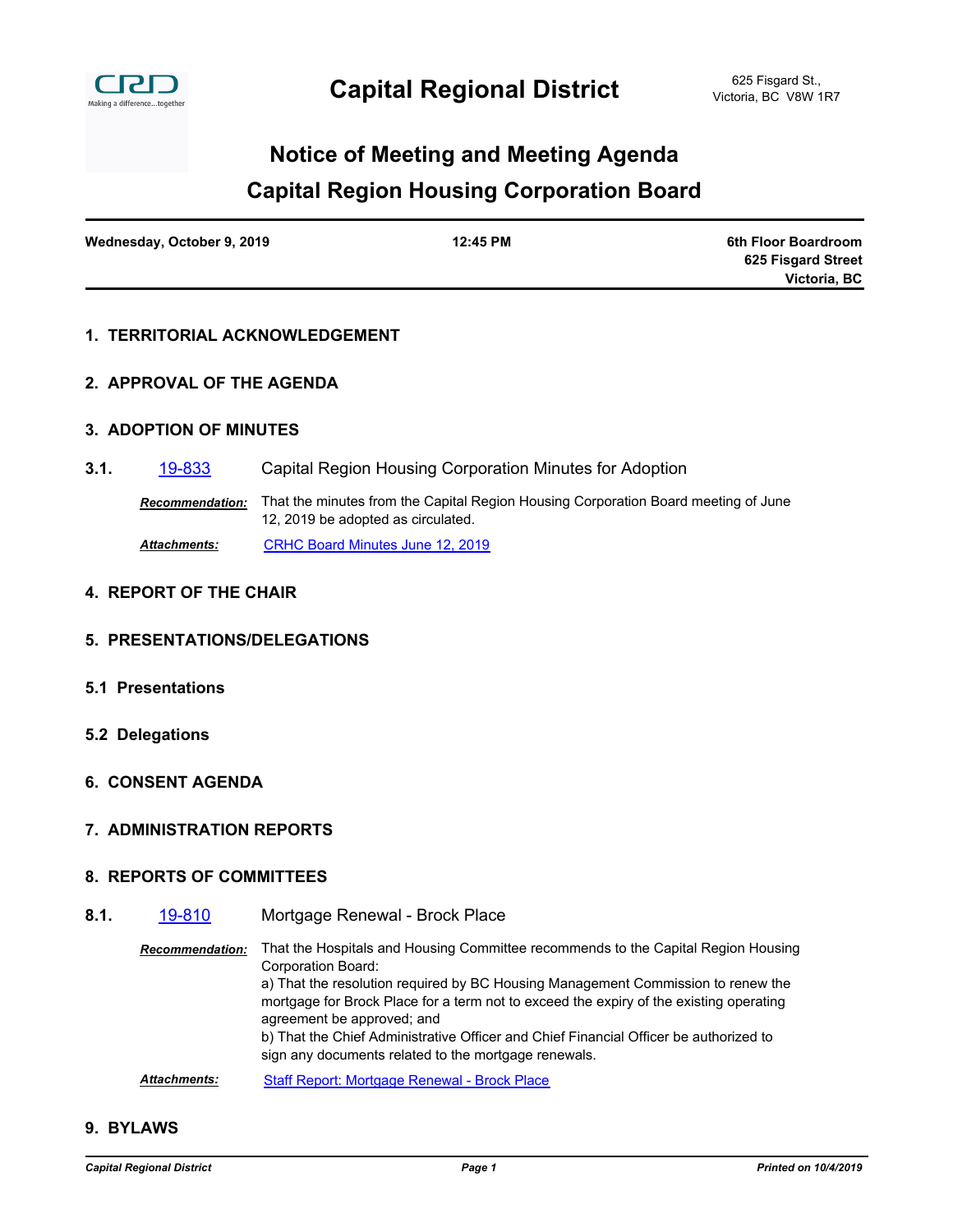# Capital Regional District

625 Fisgard St.,
Victoria, BC V8W 1R7

## Notice of Meeting and Meeting Agenda
## Capital Region Housing Corporation Board

| Wednesday, October 9, 2019 | 12:45 PM | 6th Floor Boardroom<br>625 Fisgard Street<br>Victoria, BC |
|---|---|---|

### 1. TERRITORIAL ACKNOWLEDGEMENT

### 2. APPROVAL OF THE AGENDA

### 3. ADOPTION OF MINUTES

**3.1.** 19-833 Capital Region Housing Corporation Minutes for Adoption

***Recommendation:*** That the minutes from the Capital Region Housing Corporation Board meeting of June 12, 2019 be adopted as circulated.

***Attachments:*** CRHC Board Minutes June 12, 2019

### 4. REPORT OF THE CHAIR

### 5. PRESENTATIONS/DELEGATIONS

### 5.1 Presentations

### 5.2 Delegations

### 6. CONSENT AGENDA

### 7. ADMINISTRATION REPORTS

### 8. REPORTS OF COMMITTEES

**8.1.** 19-810 Mortgage Renewal - Brock Place

***Recommendation:*** That the Hospitals and Housing Committee recommends to the Capital Region Housing Corporation Board:
a) That the resolution required by BC Housing Management Commission to renew the mortgage for Brock Place for a term not to exceed the expiry of the existing operating agreement be approved; and
b) That the Chief Administrative Officer and Chief Financial Officer be authorized to sign any documents related to the mortgage renewals.

***Attachments:*** Staff Report: Mortgage Renewal - Brock Place

### 9. BYLAWS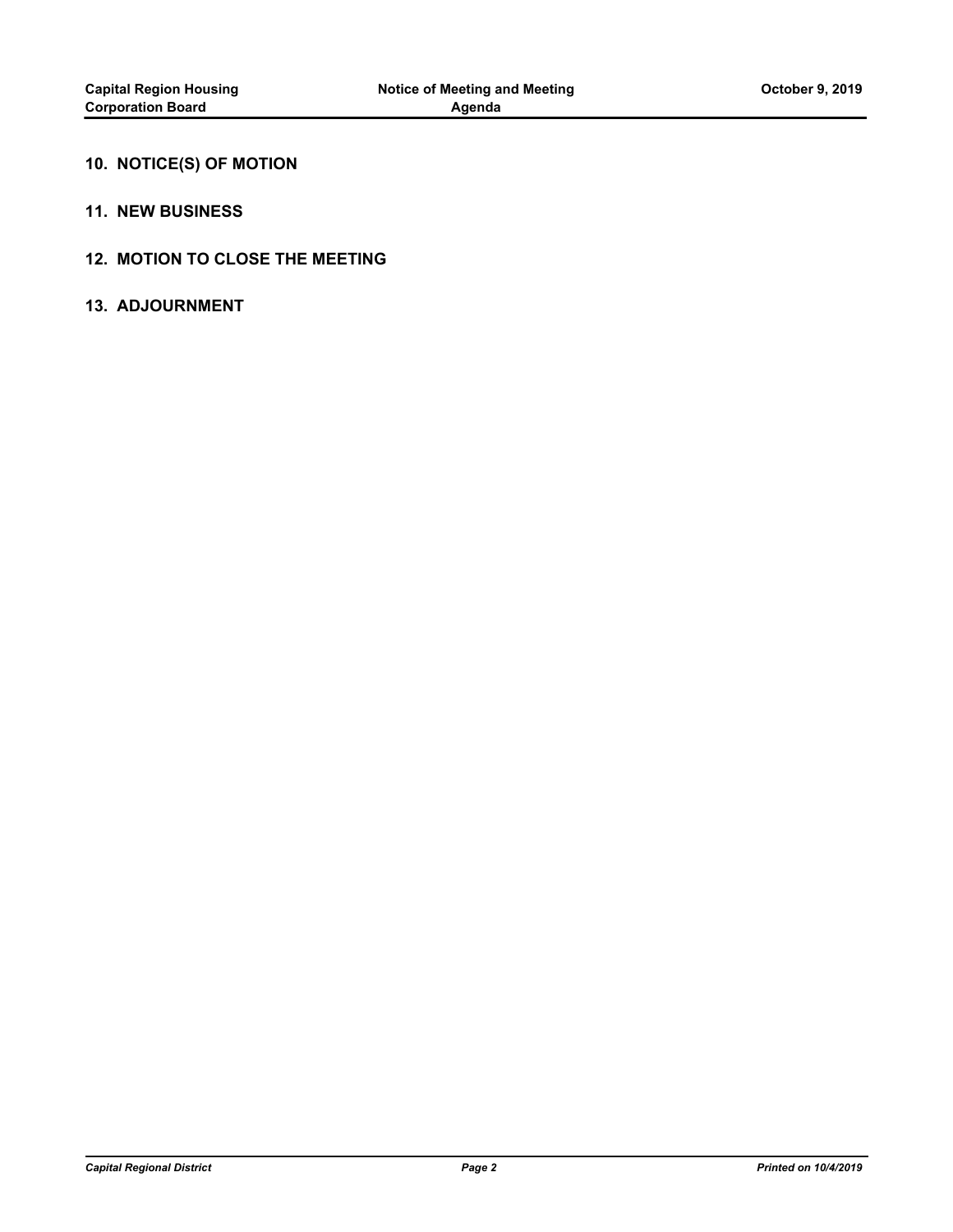## 10. NOTICE(S) OF MOTION

## 11. NEW BUSINESS

## 12. MOTION TO CLOSE THE MEETING

## 13. ADJOURNMENT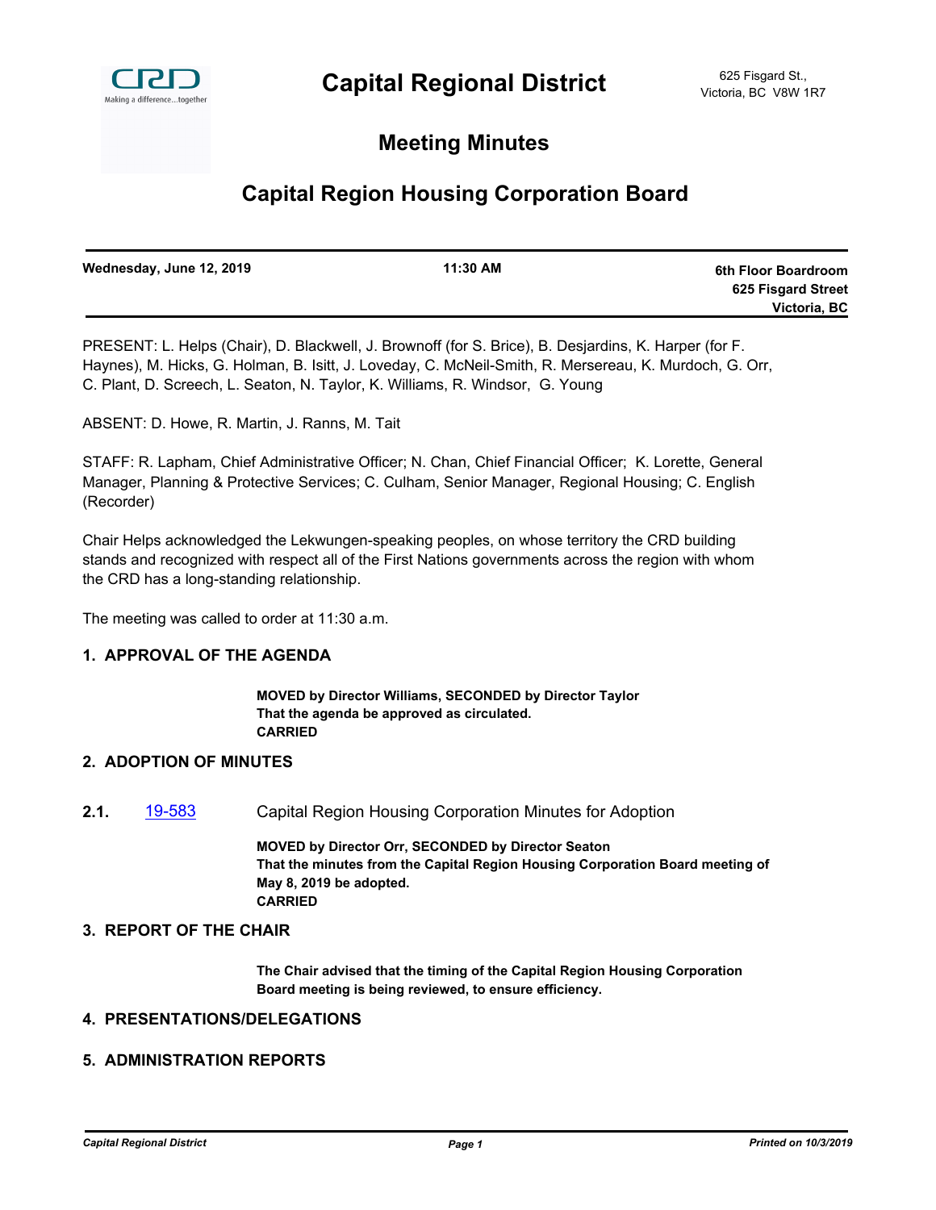# Capital Regional District

625 Fisgard St.,
Victoria, BC V8W 1R7

## Meeting Minutes

## Capital Region Housing Corporation Board

| Wednesday, June 12, 2019 | 11:30 AM | 6th Floor Boardroom 625 Fisgard Street Victoria, BC |
|---|---|---|

PRESENT: L. Helps (Chair), D. Blackwell, J. Brownoff (for S. Brice), B. Desjardins, K. Harper (for F. Haynes), M. Hicks, G. Holman, B. Isitt, J. Loveday, C. McNeil-Smith, R. Mersereau, K. Murdoch, G. Orr, C. Plant, D. Screech, L. Seaton, N. Taylor, K. Williams, R. Windsor, G. Young

ABSENT: D. Howe, R. Martin, J. Ranns, M. Tait

STAFF: R. Lapham, Chief Administrative Officer; N. Chan, Chief Financial Officer; K. Lorette, General Manager, Planning & Protective Services; C. Culham, Senior Manager, Regional Housing; C. English (Recorder)

Chair Helps acknowledged the Lekwungen-speaking peoples, on whose territory the CRD building stands and recognized with respect all of the First Nations governments across the region with whom the CRD has a long-standing relationship.

The meeting was called to order at 11:30 a.m.

### 1. APPROVAL OF THE AGENDA

**MOVED by Director Williams, SECONDED by Director Taylor**
**That the agenda be approved as circulated.**
**CARRIED**

### 2. ADOPTION OF MINUTES

**2.1.** 19-583 Capital Region Housing Corporation Minutes for Adoption

**MOVED by Director Orr, SECONDED by Director Seaton**
**That the minutes from the Capital Region Housing Corporation Board meeting of May 8, 2019 be adopted.**
**CARRIED**

### 3. REPORT OF THE CHAIR

**The Chair advised that the timing of the Capital Region Housing Corporation Board meeting is being reviewed, to ensure efficiency.**

### 4. PRESENTATIONS/DELEGATIONS

### 5. ADMINISTRATION REPORTS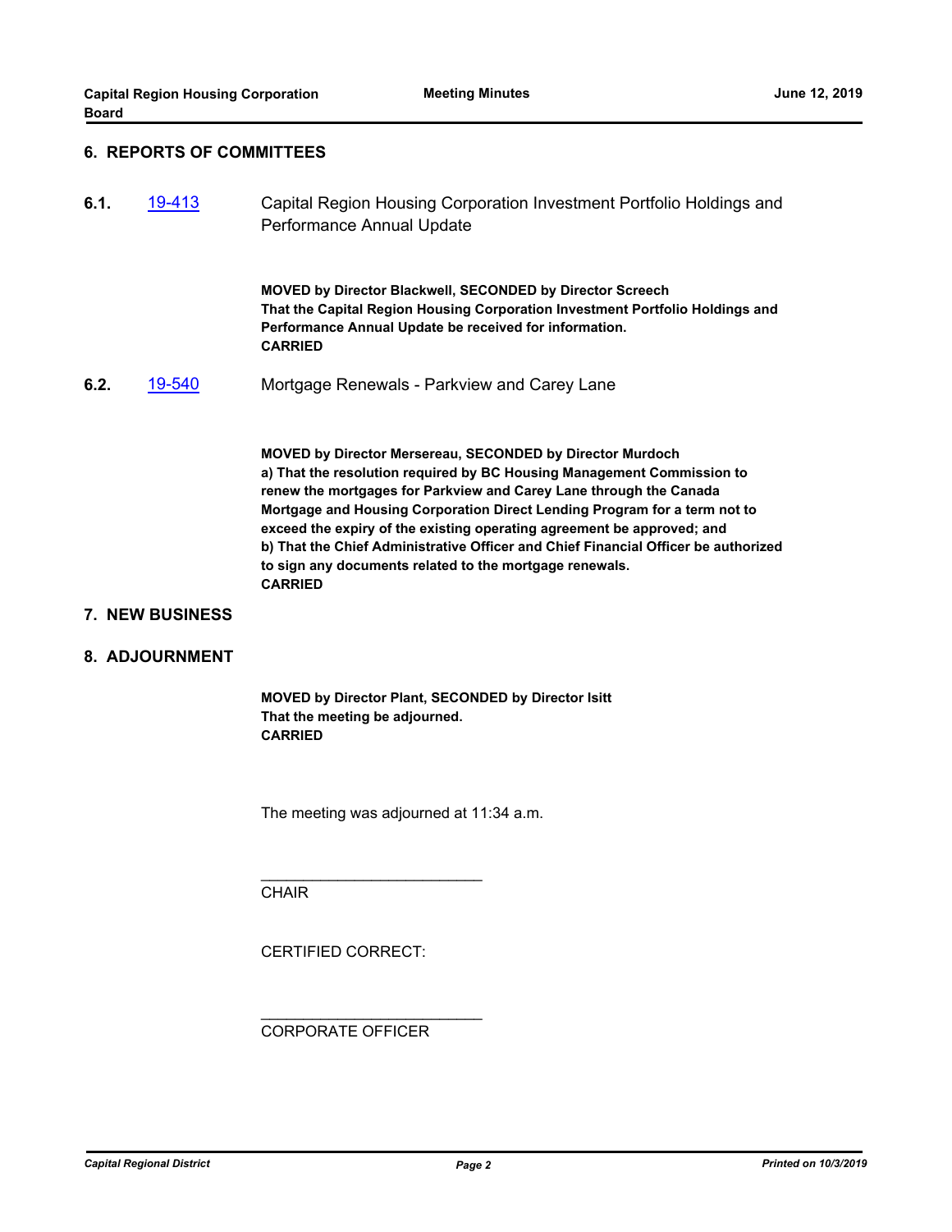## 6. REPORTS OF COMMITTEES

**6.1.** [19-413](19-413) Capital Region Housing Corporation Investment Portfolio Holdings and Performance Annual Update

**MOVED by Director Blackwell, SECONDED by Director Screech**
**That the Capital Region Housing Corporation Investment Portfolio Holdings and Performance Annual Update be received for information.**
**CARRIED**

**6.2.** [19-540](19-540) Mortgage Renewals - Parkview and Carey Lane

**MOVED by Director Mersereau, SECONDED by Director Murdoch**
**a) That the resolution required by BC Housing Management Commission to renew the mortgages for Parkview and Carey Lane through the Canada Mortgage and Housing Corporation Direct Lending Program for a term not to exceed the expiry of the existing operating agreement be approved; and**
**b) That the Chief Administrative Officer and Chief Financial Officer be authorized to sign any documents related to the mortgage renewals.**
**CARRIED**

## 7. NEW BUSINESS

## 8. ADJOURNMENT

**MOVED by Director Plant, SECONDED by Director Isitt**
**That the meeting be adjourned.**
**CARRIED**

The meeting was adjourned at 11:34 a.m.

___________________________
CHAIR

CERTIFIED CORRECT:

___________________________
CORPORATE OFFICER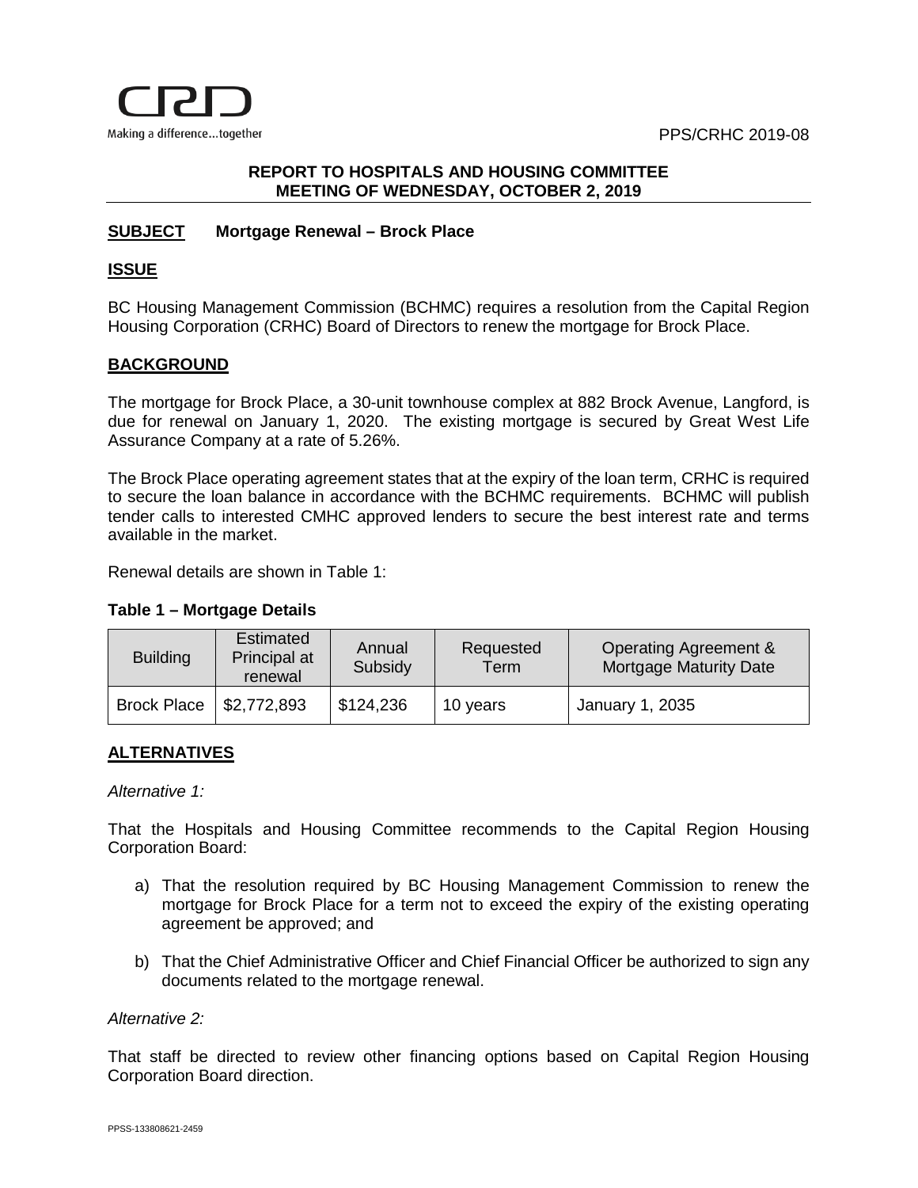PPS/CRHC 2019-08

**REPORT TO HOSPITALS AND HOUSING COMMITTEE**
**MEETING OF WEDNESDAY, OCTOBER 2, 2019**

## SUBJECT Mortgage Renewal – Brock Place

## ISSUE

BC Housing Management Commission (BCHMC) requires a resolution from the Capital Region Housing Corporation (CRHC) Board of Directors to renew the mortgage for Brock Place.

## BACKGROUND

The mortgage for Brock Place, a 30-unit townhouse complex at 882 Brock Avenue, Langford, is due for renewal on January 1, 2020. The existing mortgage is secured by Great West Life Assurance Company at a rate of 5.26%.

The Brock Place operating agreement states that at the expiry of the loan term, CRHC is required to secure the loan balance in accordance with the BCHMC requirements. BCHMC will publish tender calls to interested CMHC approved lenders to secure the best interest rate and terms available in the market.

Renewal details are shown in Table 1:

**Table 1 – Mortgage Details**

| Building | Estimated Principal at renewal | Annual Subsidy | Requested Term | Operating Agreement & Mortgage Maturity Date |
|---|---|---|---|---|
| Brock Place | $2,772,893 | $124,236 | 10 years | January 1, 2035 |

## ALTERNATIVES

*Alternative 1:*

That the Hospitals and Housing Committee recommends to the Capital Region Housing Corporation Board:

a) That the resolution required by BC Housing Management Commission to renew the mortgage for Brock Place for a term not to exceed the expiry of the existing operating agreement be approved; and

b) That the Chief Administrative Officer and Chief Financial Officer be authorized to sign any documents related to the mortgage renewal.

*Alternative 2:*

That staff be directed to review other financing options based on Capital Region Housing Corporation Board direction.

PPSS-133808621-2459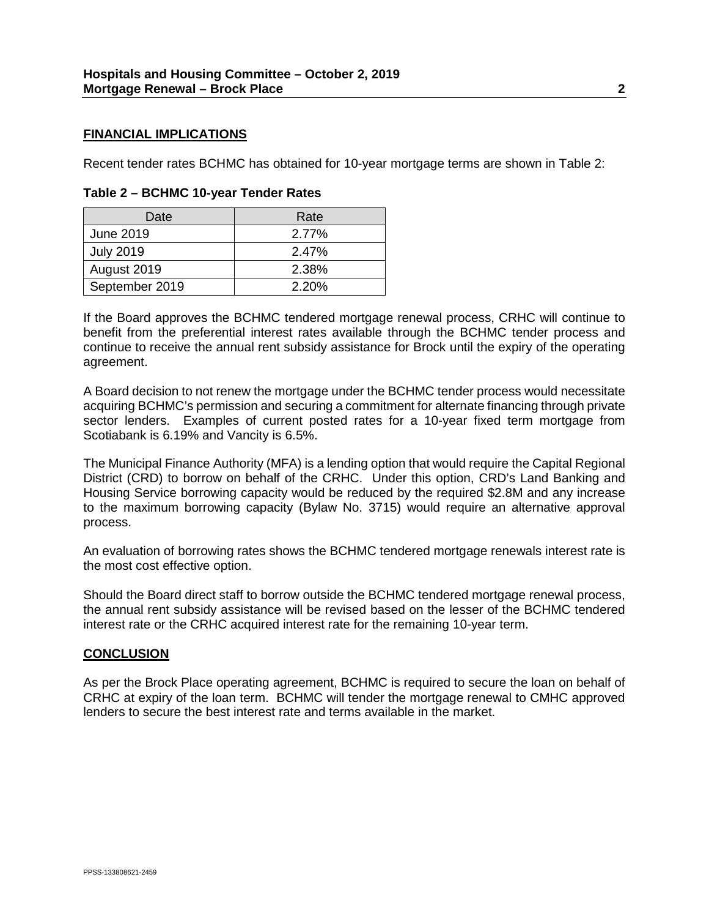## FINANCIAL IMPLICATIONS

Recent tender rates BCHMC has obtained for 10-year mortgage terms are shown in Table 2:

**Table 2 – BCHMC 10-year Tender Rates**

| Date | Rate |
|---|---|
| June 2019 | 2.77% |
| July 2019 | 2.47% |
| August 2019 | 2.38% |
| September 2019 | 2.20% |

If the Board approves the BCHMC tendered mortgage renewal process, CRHC will continue to benefit from the preferential interest rates available through the BCHMC tender process and continue to receive the annual rent subsidy assistance for Brock until the expiry of the operating agreement.

A Board decision to not renew the mortgage under the BCHMC tender process would necessitate acquiring BCHMC's permission and securing a commitment for alternate financing through private sector lenders. Examples of current posted rates for a 10-year fixed term mortgage from Scotiabank is 6.19% and Vancity is 6.5%.

The Municipal Finance Authority (MFA) is a lending option that would require the Capital Regional District (CRD) to borrow on behalf of the CRHC. Under this option, CRD's Land Banking and Housing Service borrowing capacity would be reduced by the required $2.8M and any increase to the maximum borrowing capacity (Bylaw No. 3715) would require an alternative approval process.

An evaluation of borrowing rates shows the BCHMC tendered mortgage renewals interest rate is the most cost effective option.

Should the Board direct staff to borrow outside the BCHMC tendered mortgage renewal process, the annual rent subsidy assistance will be revised based on the lesser of the BCHMC tendered interest rate or the CRHC acquired interest rate for the remaining 10-year term.

## CONCLUSION

As per the Brock Place operating agreement, BCHMC is required to secure the loan on behalf of CRHC at expiry of the loan term. BCHMC will tender the mortgage renewal to CMHC approved lenders to secure the best interest rate and terms available in the market.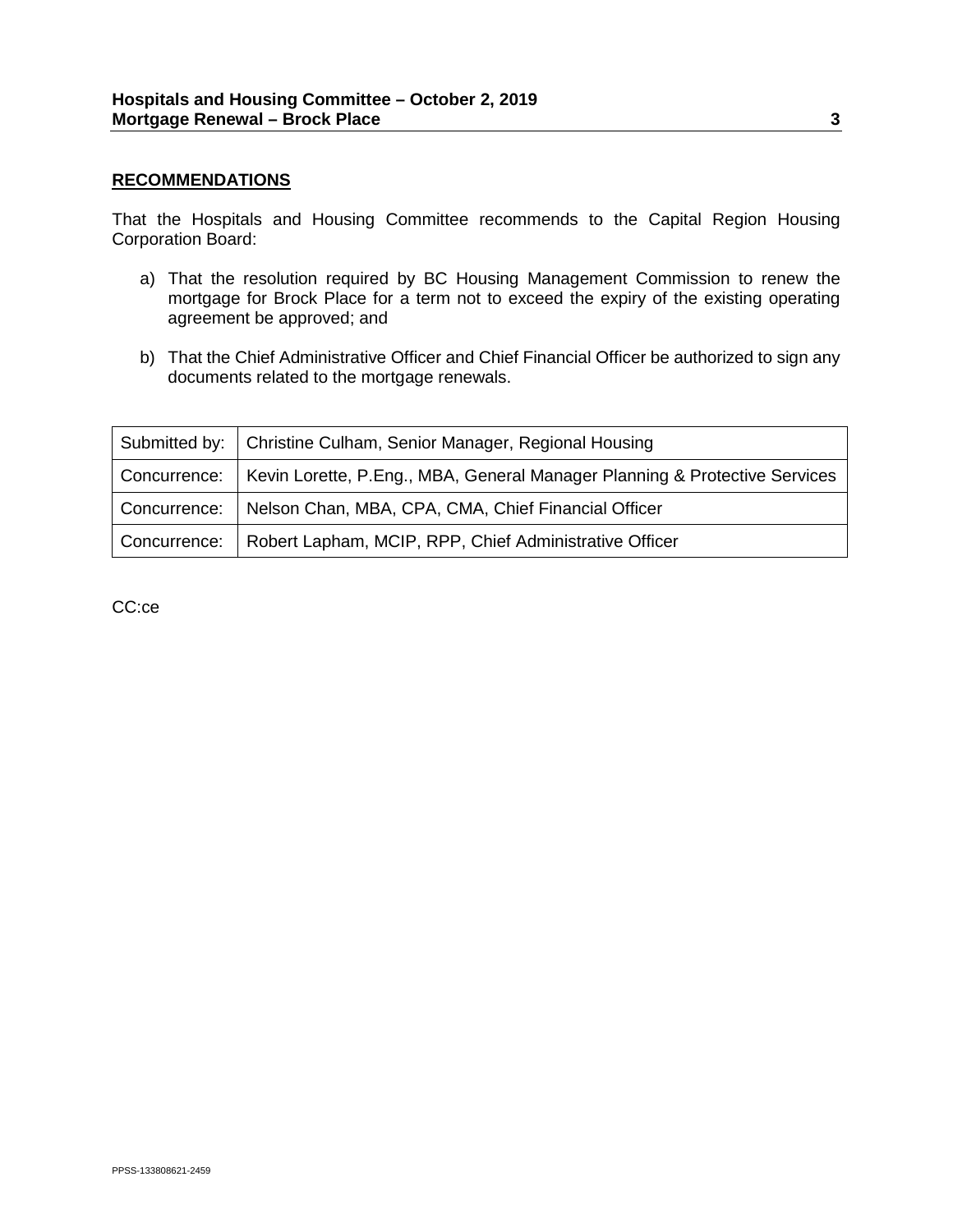## RECOMMENDATIONS

That the Hospitals and Housing Committee recommends to the Capital Region Housing Corporation Board:

a) That the resolution required by BC Housing Management Commission to renew the mortgage for Brock Place for a term not to exceed the expiry of the existing operating agreement be approved; and

b) That the Chief Administrative Officer and Chief Financial Officer be authorized to sign any documents related to the mortgage renewals.

| | |
|---|---|
| Submitted by: | Christine Culham, Senior Manager, Regional Housing |
| Concurrence: | Kevin Lorette, P.Eng., MBA, General Manager Planning & Protective Services |
| Concurrence: | Nelson Chan, MBA, CPA, CMA, Chief Financial Officer |
| Concurrence: | Robert Lapham, MCIP, RPP, Chief Administrative Officer |

CC:ce

PPSS-133808621-2459